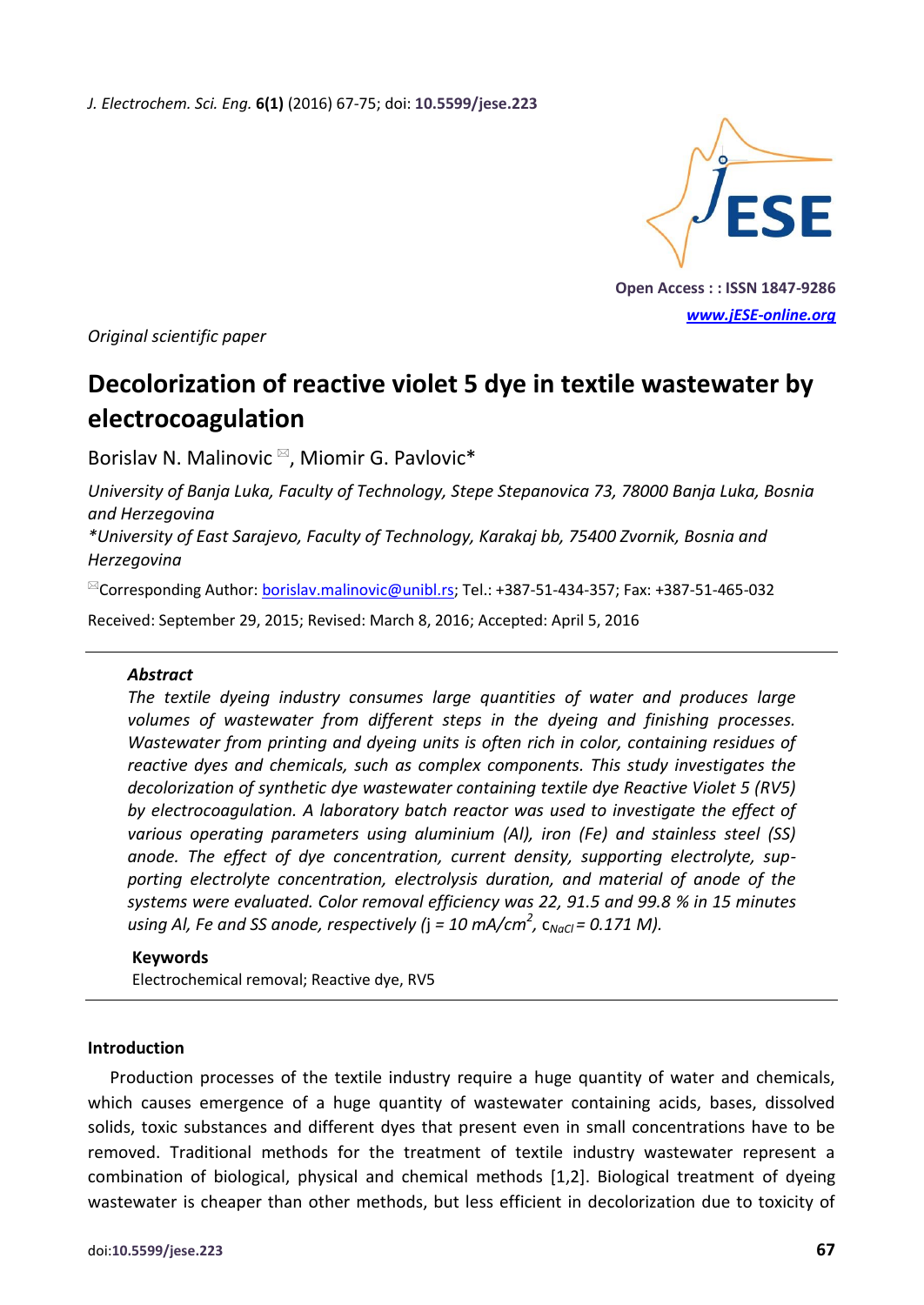Original scientific paper

# Decolorization of reactive violet 5 dye in textile wastewater by electrocoagulation

Borislav N. Malinovic ✉, Miomir G. Pavlovic*

*University of Banja Luka, Faculty of Technology, Stepe Stepanovica 73, 78000 Banja Luka, Bosnia and Herzegovina*

*\*University of East Sarajevo, Faculty of Technology, Karakaj bb, 75400 Zvornik, Bosnia and Herzegovina*

✉Corresponding Author: borislav.malinovic@unibl.rs; Tel.: +387-51-434-357; Fax: +387-51-465-032

Received: September 29, 2015; Revised: March 8, 2016; Accepted: April 5, 2016

---

### Abstract

*The textile dyeing industry consumes large quantities of water and produces large volumes of wastewater from different steps in the dyeing and finishing processes. Wastewater from printing and dyeing units is often rich in color, containing residues of reactive dyes and chemicals, such as complex components. This study investigates the decolorization of synthetic dye wastewater containing textile dye Reactive Violet 5 (RV5) by electrocoagulation. A laboratory batch reactor was used to investigate the effect of various operating parameters using aluminium (Al), iron (Fe) and stainless steel (SS) anode. The effect of dye concentration, current density, supporting electrolyte, supporting electrolyte concentration, electrolysis duration, and material of anode of the systems were evaluated. Color removal efficiency was 22, 91.5 and 99.8 % in 15 minutes using Al, Fe and SS anode, respectively (j = 10 mA/cm$^2$, $c_{NaCl}$ = 0.171 M).*

### Keywords

Electrochemical removal; Reactive dye, RV5

---

## Introduction

Production processes of the textile industry require a huge quantity of water and chemicals, which causes emergence of a huge quantity of wastewater containing acids, bases, dissolved solids, toxic substances and different dyes that present even in small concentrations have to be removed. Traditional methods for the treatment of textile industry wastewater represent a combination of biological, physical and chemical methods [1,2]. Biological treatment of dyeing wastewater is cheaper than other methods, but less efficient in decolorization due to toxicity of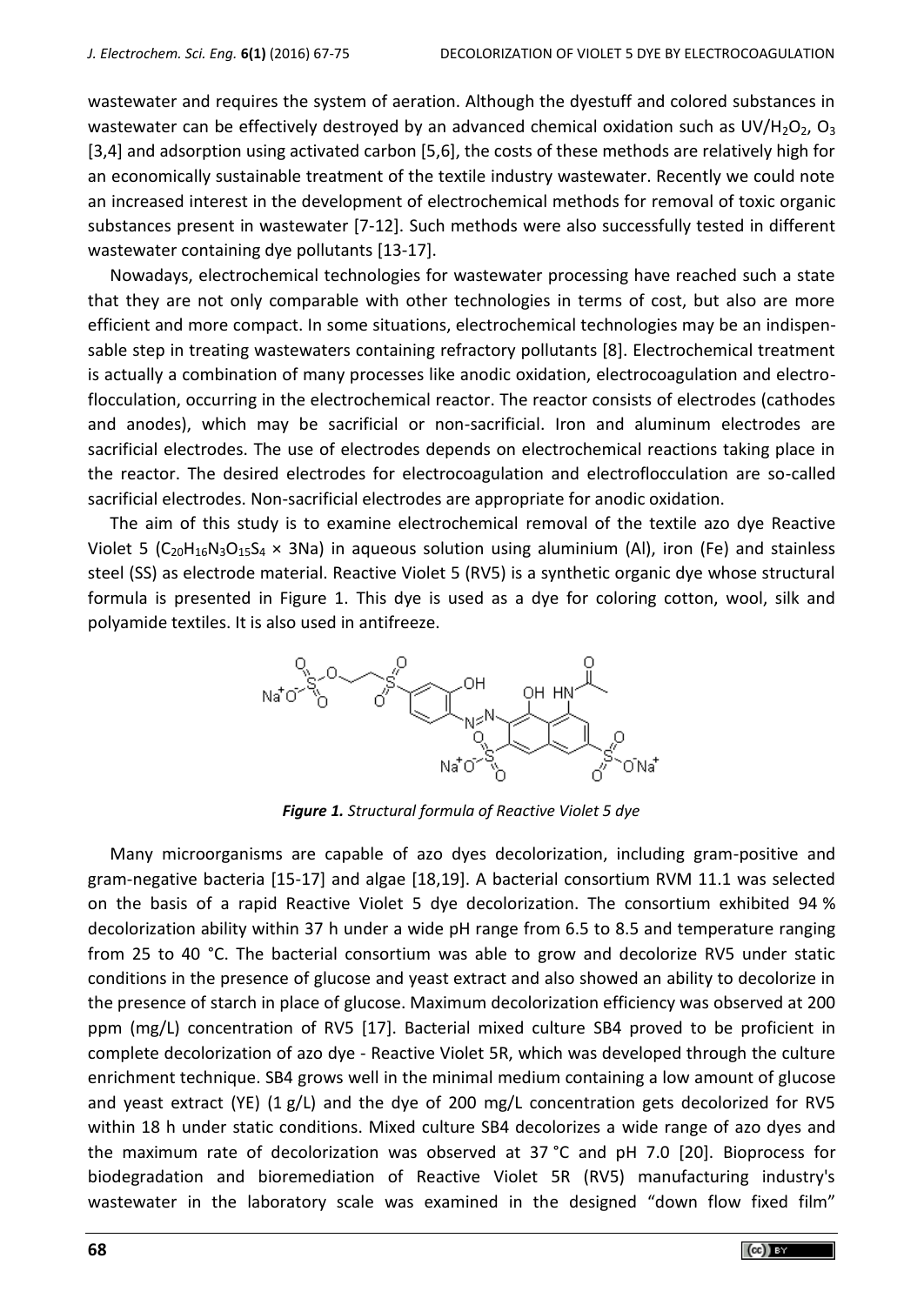wastewater and requires the system of aeration. Although the dyestuff and colored substances in wastewater can be effectively destroyed by an advanced chemical oxidation such as UV/$H_2O_2$, $O_3$ [3,4] and adsorption using activated carbon [5,6], the costs of these methods are relatively high for an economically sustainable treatment of the textile industry wastewater. Recently we could note an increased interest in the development of electrochemical methods for removal of toxic organic substances present in wastewater [7-12]. Such methods were also successfully tested in different wastewater containing dye pollutants [13-17].

Nowadays, electrochemical technologies for wastewater processing have reached such a state that they are not only comparable with other technologies in terms of cost, but also are more efficient and more compact. In some situations, electrochemical technologies may be an indispensable step in treating wastewaters containing refractory pollutants [8]. Electrochemical treatment is actually a combination of many processes like anodic oxidation, electrocoagulation and electroflocculation, occurring in the electrochemical reactor. The reactor consists of electrodes (cathodes and anodes), which may be sacrificial or non-sacrificial. Iron and aluminum electrodes are sacrificial electrodes. The use of electrodes depends on electrochemical reactions taking place in the reactor. The desired electrodes for electrocoagulation and electroflocculation are so-called sacrificial electrodes. Non-sacrificial electrodes are appropriate for anodic oxidation.

The aim of this study is to examine electrochemical removal of the textile azo dye Reactive Violet 5 ($C_{20}H_{16}N_3O_{15}S_4 \times 3Na$) in aqueous solution using aluminium (Al), iron (Fe) and stainless steel (SS) as electrode material. Reactive Violet 5 (RV5) is a synthetic organic dye whose structural formula is presented in Figure 1. This dye is used as a dye for coloring cotton, wool, silk and polyamide textiles. It is also used in antifreeze.

***Figure 1.*** *Structural formula of Reactive Violet 5 dye*

Many microorganisms are capable of azo dyes decolorization, including gram-positive and gram-negative bacteria [15-17] and algae [18,19]. A bacterial consortium RVM 11.1 was selected on the basis of a rapid Reactive Violet 5 dye decolorization. The consortium exhibited 94 % decolorization ability within 37 h under a wide pH range from 6.5 to 8.5 and temperature ranging from 25 to 40 °C. The bacterial consortium was able to grow and decolorize RV5 under static conditions in the presence of glucose and yeast extract and also showed an ability to decolorize in the presence of starch in place of glucose. Maximum decolorization efficiency was observed at 200 ppm (mg/L) concentration of RV5 [17]. Bacterial mixed culture SB4 proved to be proficient in complete decolorization of azo dye - Reactive Violet 5R, which was developed through the culture enrichment technique. SB4 grows well in the minimal medium containing a low amount of glucose and yeast extract (YE) (1 g/L) and the dye of 200 mg/L concentration gets decolorized for RV5 within 18 h under static conditions. Mixed culture SB4 decolorizes a wide range of azo dyes and the maximum rate of decolorization was observed at 37 °C and pH 7.0 [20]. Bioprocess for biodegradation and bioremediation of Reactive Violet 5R (RV5) manufacturing industry's wastewater in the laboratory scale was examined in the designed "down flow fixed film"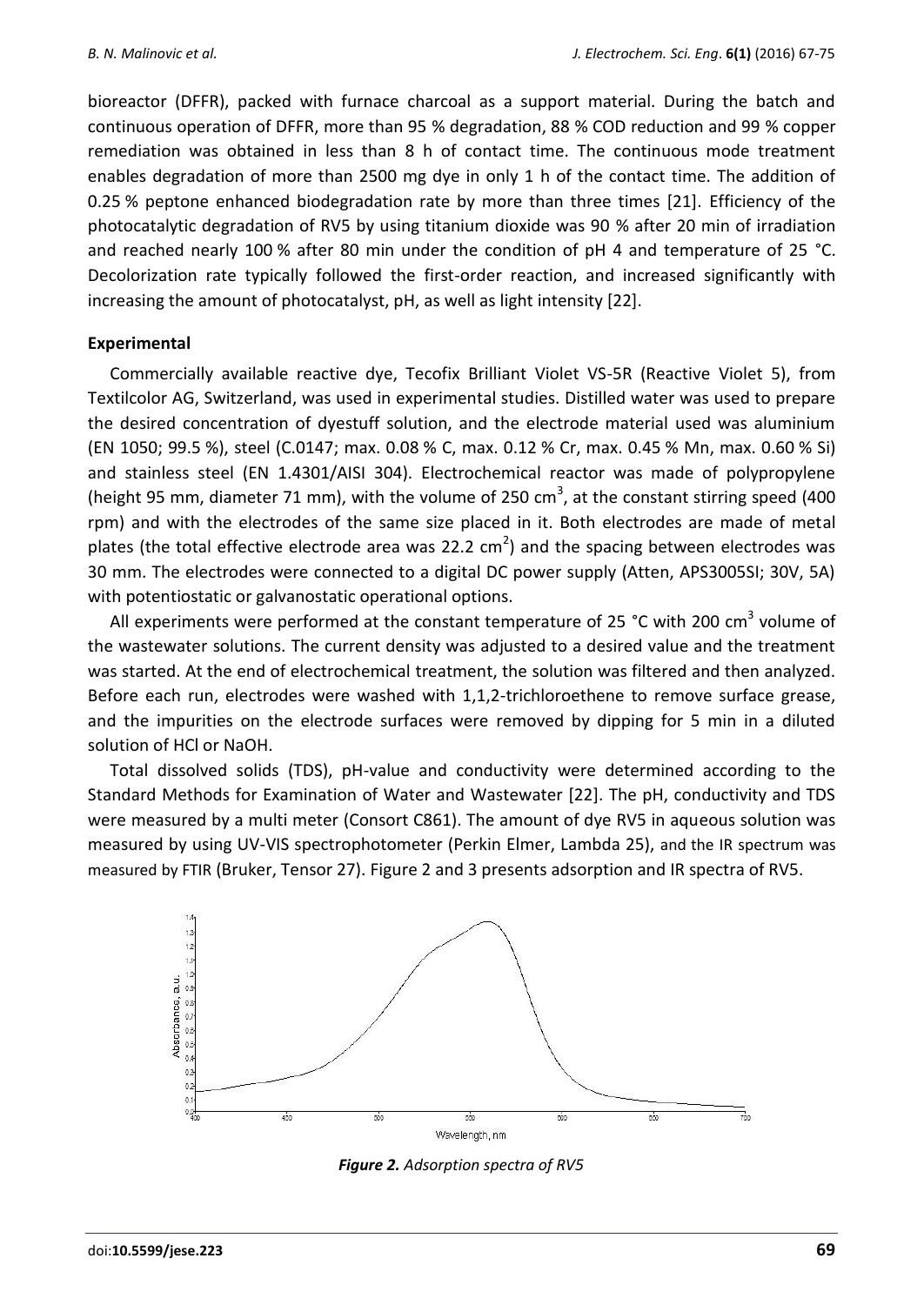bioreactor (DFFR), packed with furnace charcoal as a support material. During the batch and continuous operation of DFFR, more than 95 % degradation, 88 % COD reduction and 99 % copper remediation was obtained in less than 8 h of contact time. The continuous mode treatment enables degradation of more than 2500 mg dye in only 1 h of the contact time. The addition of 0.25 % peptone enhanced biodegradation rate by more than three times [21]. Efficiency of the photocatalytic degradation of RV5 by using titanium dioxide was 90 % after 20 min of irradiation and reached nearly 100 % after 80 min under the condition of pH 4 and temperature of 25 °C. Decolorization rate typically followed the first-order reaction, and increased significantly with increasing the amount of photocatalyst, pH, as well as light intensity [22].

## Experimental

Commercially available reactive dye, Tecofix Brilliant Violet VS-5R (Reactive Violet 5), from Textilcolor AG, Switzerland, was used in experimental studies. Distilled water was used to prepare the desired concentration of dyestuff solution, and the electrode material used was aluminium (EN 1050; 99.5 %), steel (C.0147; max. 0.08 % C, max. 0.12 % Cr, max. 0.45 % Mn, max. 0.60 % Si) and stainless steel (EN 1.4301/AISI 304). Electrochemical reactor was made of polypropylene (height 95 mm, diameter 71 mm), with the volume of 250 $cm^3$, at the constant stirring speed (400 rpm) and with the electrodes of the same size placed in it. Both electrodes are made of metal plates (the total effective electrode area was 22.2 $cm^2$) and the spacing between electrodes was 30 mm. The electrodes were connected to a digital DC power supply (Atten, APS3005SI; 30V, 5A) with potentiostatic or galvanostatic operational options.

All experiments were performed at the constant temperature of 25 °C with 200 $cm^3$ volume of the wastewater solutions. The current density was adjusted to a desired value and the treatment was started. At the end of electrochemical treatment, the solution was filtered and then analyzed. Before each run, electrodes were washed with 1,1,2-trichloroethene to remove surface grease, and the impurities on the electrode surfaces were removed by dipping for 5 min in a diluted solution of HCl or NaOH.

Total dissolved solids (TDS), pH-value and conductivity were determined according to the Standard Methods for Examination of Water and Wastewater [22]. The pH, conductivity and TDS were measured by a multi meter (Consort C861). The amount of dye RV5 in aqueous solution was measured by using UV-VIS spectrophotometer (Perkin Elmer, Lambda 25), and the IR spectrum was measured by FTIR (Bruker, Tensor 27). Figure 2 and 3 presents adsorption and IR spectra of RV5.

***Figure 2.*** *Adsorption spectra of RV5*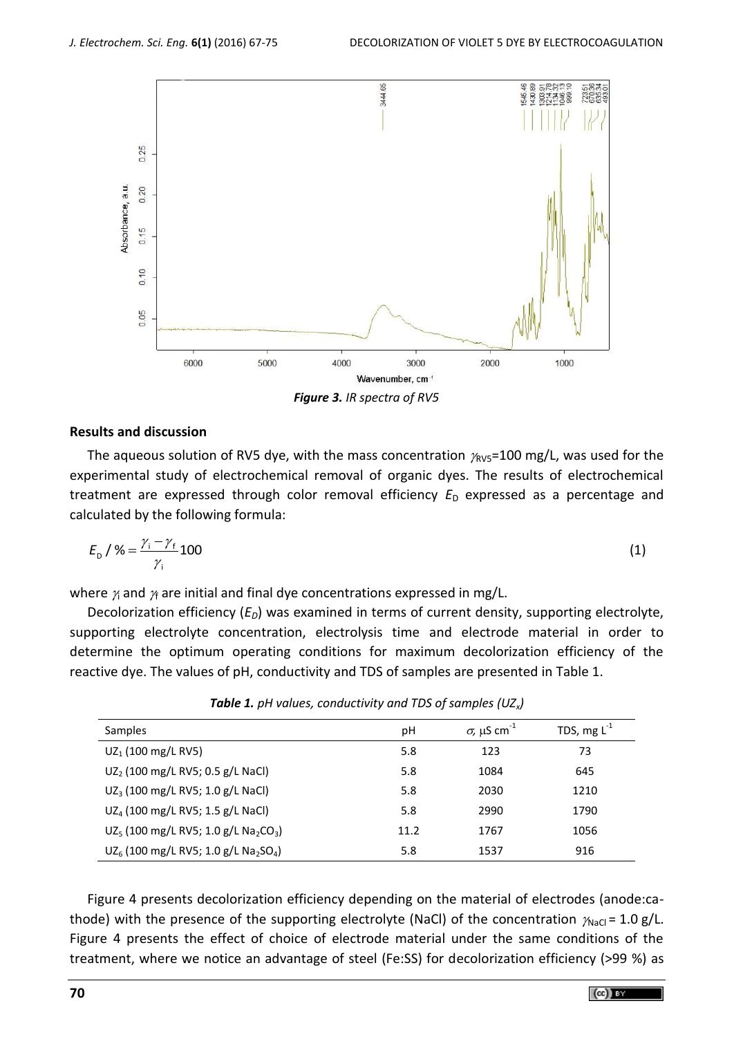*Figure 3. IR spectra of RV5*

## Results and discussion

The aqueous solution of RV5 dye, with the mass concentration $\gamma_{RV5}$=100 mg/L, was used for the experimental study of electrochemical removal of organic dyes. The results of electrochemical treatment are expressed through color removal efficiency $E_D$ expressed as a percentage and calculated by the following formula:

$$E_D / \% = \frac{\gamma_i - \gamma_f}{\gamma_i} 100 \tag{1}$$

where $\gamma_i$ and $\gamma_f$ are initial and final dye concentrations expressed in mg/L.

Decolorization efficiency ($E_D$) was examined in terms of current density, supporting electrolyte, supporting electrolyte concentration, electrolysis time and electrode material in order to determine the optimum operating conditions for maximum decolorization efficiency of the reactive dye. The values of pH, conductivity and TDS of samples are presented in Table 1.

***Table 1.*** *pH values, conductivity and TDS of samples ($UZ_x$)*

| Samples | pH | $\sigma$, μS cm$^{-1}$ | TDS, mg L$^{-1}$ |
|---|---|---|---|
| $UZ_1$ (100 mg/L RV5) | 5.8 | 123 | 73 |
| $UZ_2$ (100 mg/L RV5; 0.5 g/L NaCl) | 5.8 | 1084 | 645 |
| $UZ_3$ (100 mg/L RV5; 1.0 g/L NaCl) | 5.8 | 2030 | 1210 |
| $UZ_4$ (100 mg/L RV5; 1.5 g/L NaCl) | 5.8 | 2990 | 1790 |
| $UZ_5$ (100 mg/L RV5; 1.0 g/L $Na_2CO_3$) | 11.2 | 1767 | 1056 |
| $UZ_6$ (100 mg/L RV5; 1.0 g/L $Na_2SO_4$) | 5.8 | 1537 | 916 |

Figure 4 presents decolorization efficiency depending on the material of electrodes (anode:cathode) with the presence of the supporting electrolyte (NaCl) of the concentration $\gamma_{NaCl}$ = 1.0 g/L. Figure 4 presents the effect of choice of electrode material under the same conditions of the treatment, where we notice an advantage of steel (Fe:SS) for decolorization efficiency (>99 %) as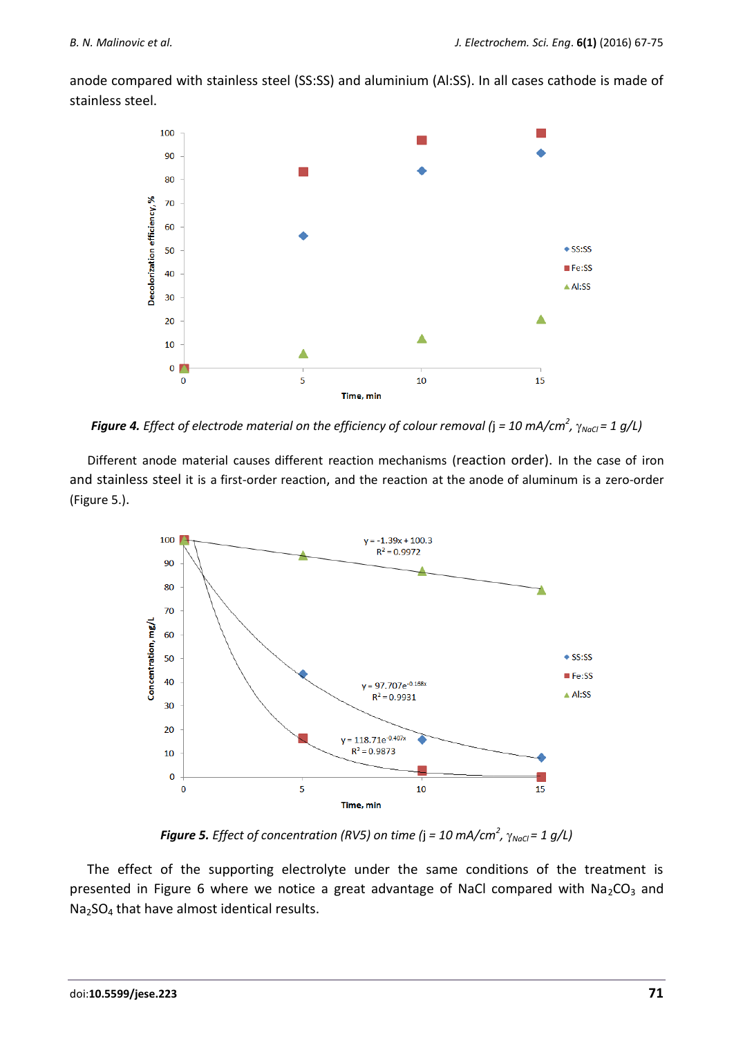anode compared with stainless steel (SS:SS) and aluminium (Al:SS). In all cases cathode is made of stainless steel.

***Figure 4.*** *Effect of electrode material on the efficiency of colour removal (j = 10 mA/cm$^2$, $\gamma_{NaCl}$ = 1 g/L)*

Different anode material causes different reaction mechanisms (reaction order). In the case of iron and stainless steel it is a first-order reaction, and the reaction at the anode of aluminum is a zero-order (Figure 5.).

***Figure 5.*** *Effect of concentration (RV5) on time (j = 10 mA/cm$^2$, $\gamma_{NaCl}$ = 1 g/L)*

The effect of the supporting electrolyte under the same conditions of the treatment is presented in Figure 6 where we notice a great advantage of NaCl compared with $Na_2CO_3$ and $Na_2SO_4$ that have almost identical results.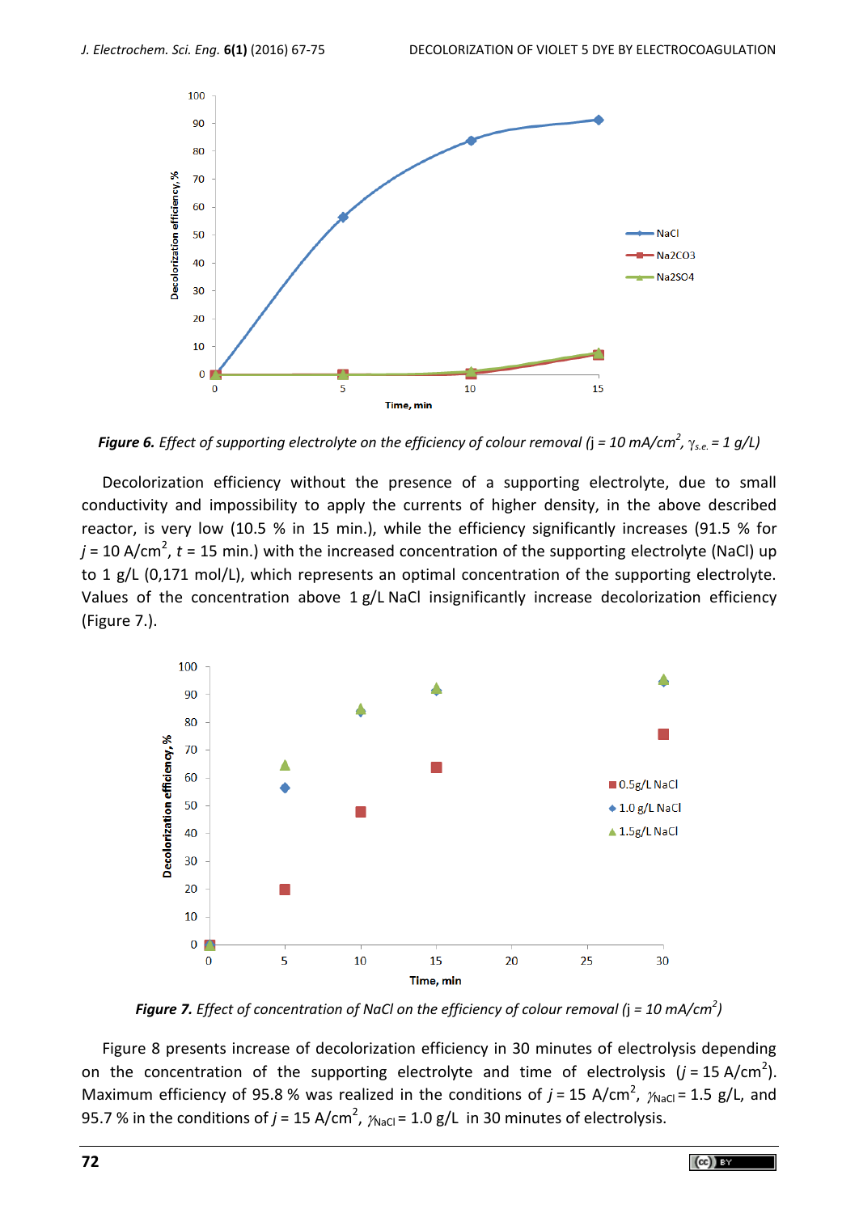***Figure 6.*** *Effect of supporting electrolyte on the efficiency of colour removal* ($j$ = 10 mA/cm$^2$, $\gamma_{s.e.}$ = 1 g/L)

Decolorization efficiency without the presence of a supporting electrolyte, due to small conductivity and impossibility to apply the currents of higher density, in the above described reactor, is very low (10.5 % in 15 min.), while the efficiency significantly increases (91.5 % for $j$ = 10 A/cm$^2$, $t$ = 15 min.) with the increased concentration of the supporting electrolyte (NaCl) up to 1 g/L (0,171 mol/L), which represents an optimal concentration of the supporting electrolyte. Values of the concentration above 1 g/L NaCl insignificantly increase decolorization efficiency (Figure 7.).

***Figure 7.*** *Effect of concentration of NaCl on the efficiency of colour removal* ($j$ = 10 mA/cm$^2$)

Figure 8 presents increase of decolorization efficiency in 30 minutes of electrolysis depending on the concentration of the supporting electrolyte and time of electrolysis ($j$ = 15 A/cm$^2$). Maximum efficiency of 95.8 % was realized in the conditions of $j$ = 15 A/cm$^2$, $\gamma_{NaCl}$ = 1.5 g/L, and 95.7 % in the conditions of $j$ = 15 A/cm$^2$, $\gamma_{NaCl}$ = 1.0 g/L in 30 minutes of electrolysis.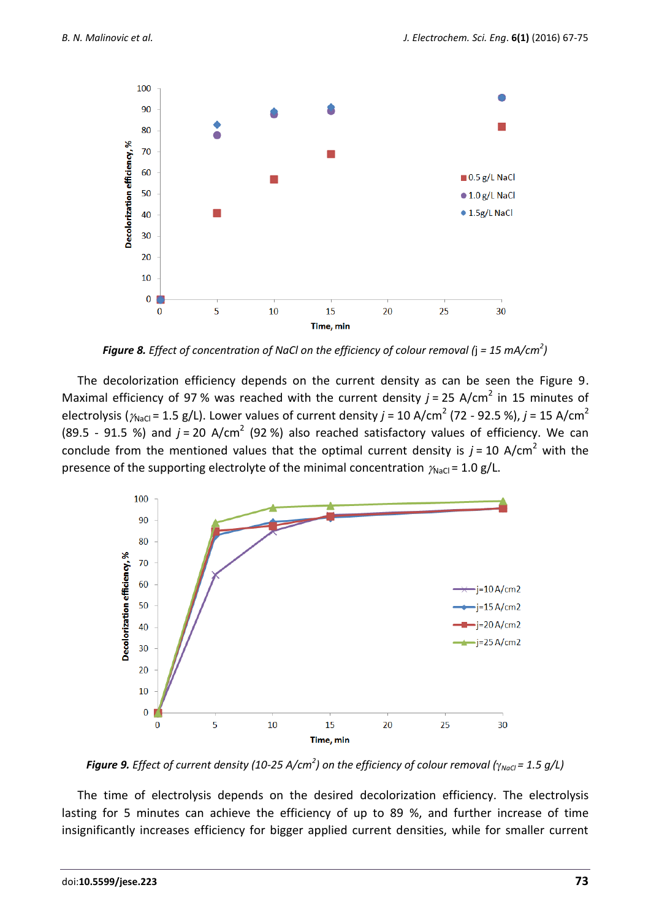*Figure 8. Effect of concentration of NaCl on the efficiency of colour removal* (j = 15 mA/cm$^2$)

The decolorization efficiency depends on the current density as can be seen the Figure 9. Maximal efficiency of 97 % was reached with the current density $j$ = 25 A/cm$^2$ in 15 minutes of electrolysis ($\gamma_{NaCl}$ = 1.5 g/L). Lower values of current density $j$ = 10 A/cm$^2$ (72 - 92.5 %), $j$ = 15 A/cm$^2$ (89.5 - 91.5 %) and $j$ = 20 A/cm$^2$ (92 %) also reached satisfactory values of efficiency. We can conclude from the mentioned values that the optimal current density is $j$ = 10 A/cm$^2$ with the presence of the supporting electrolyte of the minimal concentration $\gamma_{NaCl}$ = 1.0 g/L.

***Figure 9.*** *Effect of current density (10-25 A/cm$^2$) on the efficiency of colour removal ($\gamma_{NaCl}$ = 1.5 g/L)*

The time of electrolysis depends on the desired decolorization efficiency. The electrolysis lasting for 5 minutes can achieve the efficiency of up to 89 %, and further increase of time insignificantly increases efficiency for bigger applied current densities, while for smaller current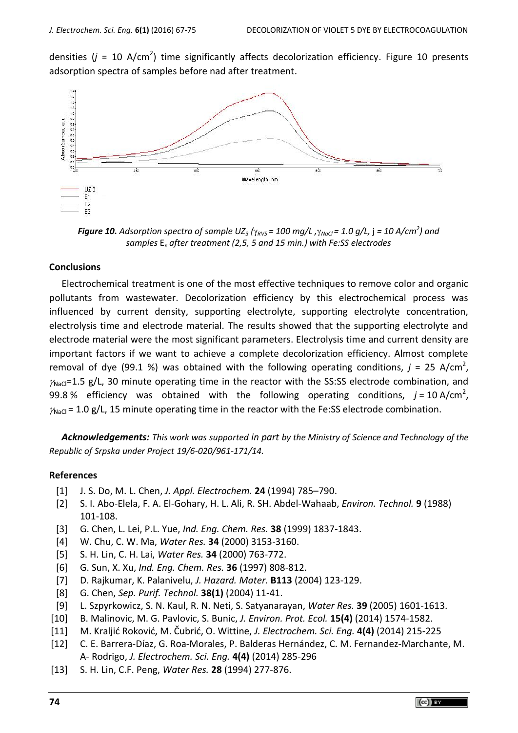densities ($j$ = 10 A/cm$^2$) time significantly affects decolorization efficiency. Figure 10 presents adsorption spectra of samples before nad after treatment.

***Figure 10.*** *Adsorption spectra of sample $UZ_3$ ($\gamma_{RV5}$ = 100 mg/L ,$\gamma_{NaCl}$ = 1.0 g/L,* j *= 10 A/cm$^2$) and samples* $E_x$ *after treatment (2,5, 5 and 15 min.) with Fe:SS electrodes*

## Conclusions

Electrochemical treatment is one of the most effective techniques to remove color and organic pollutants from wastewater. Decolorization efficiency by this electrochemical process was influenced by current density, supporting electrolyte, supporting electrolyte concentration, electrolysis time and electrode material. The results showed that the supporting electrolyte and electrode material were the most significant parameters. Electrolysis time and current density are important factors if we want to achieve a complete decolorization efficiency. Almost complete removal of dye (99.1 %) was obtained with the following operating conditions, $j$ = 25 A/cm$^2$, $\gamma_{NaCl}$=1.5 g/L, 30 minute operating time in the reactor with the SS:SS electrode combination, and 99.8 % efficiency was obtained with the following operating conditions, $j$ = 10 A/cm$^2$, $\gamma_{NaCl}$ = 1.0 g/L, 15 minute operating time in the reactor with the Fe:SS electrode combination.

***Acknowledgements:*** *This work was supported in part by the Ministry of Science and Technology of the Republic of Srpska under Project 19/6-020/961-171/14.*

## References

[1] J. S. Do, M. L. Chen, *J. Appl. Electrochem.* **24** (1994) 785–790.

[2] S. I. Abo-Elela, F. A. El-Gohary, H. L. Ali, R. SH. Abdel-Wahaab, *Environ. Technol.* **9** (1988) 101-108.

[3] G. Chen, L. Lei, P.L. Yue, *Ind. Eng. Chem. Res.* **38** (1999) 1837-1843.

[4] W. Chu, C. W. Ma, *Water Res.* **34** (2000) 3153-3160.

[5] S. H. Lin, C. H. Lai, *Water Res.* **34** (2000) 763-772.

[6] G. Sun, X. Xu, *Ind. Eng. Chem. Res.* **36** (1997) 808-812.

[7] D. Rajkumar, K. Palanivelu, *J. Hazard. Mater.* **B113** (2004) 123-129.

[8] G. Chen, *Sep. Purif. Technol.* **38(1)** (2004) 11-41.

[9] L. Szpyrkowicz, S. N. Kaul, R. N. Neti, S. Satyanarayan, *Water Res.* **39** (2005) 1601-1613.

[10] B. Malinovic, M. G. Pavlovic, S. Bunic, *J. Environ. Prot. Ecol.* **15(4)** (2014) 1574-1582.

[11] M. Kraljić Roković, M. Čubrić, O. Wittine, *J. Electrochem. Sci. Eng.* **4(4)** (2014) 215-225

[12] C. E. Barrera-Díaz, G. Roa-Morales, P. Balderas Hernández, C. M. Fernandez-Marchante, M. A- Rodrigo, *J. Electrochem. Sci. Eng.* **4(4)** (2014) 285-296

[13] S. H. Lin, C.F. Peng, *Water Res.* **28** (1994) 277-876.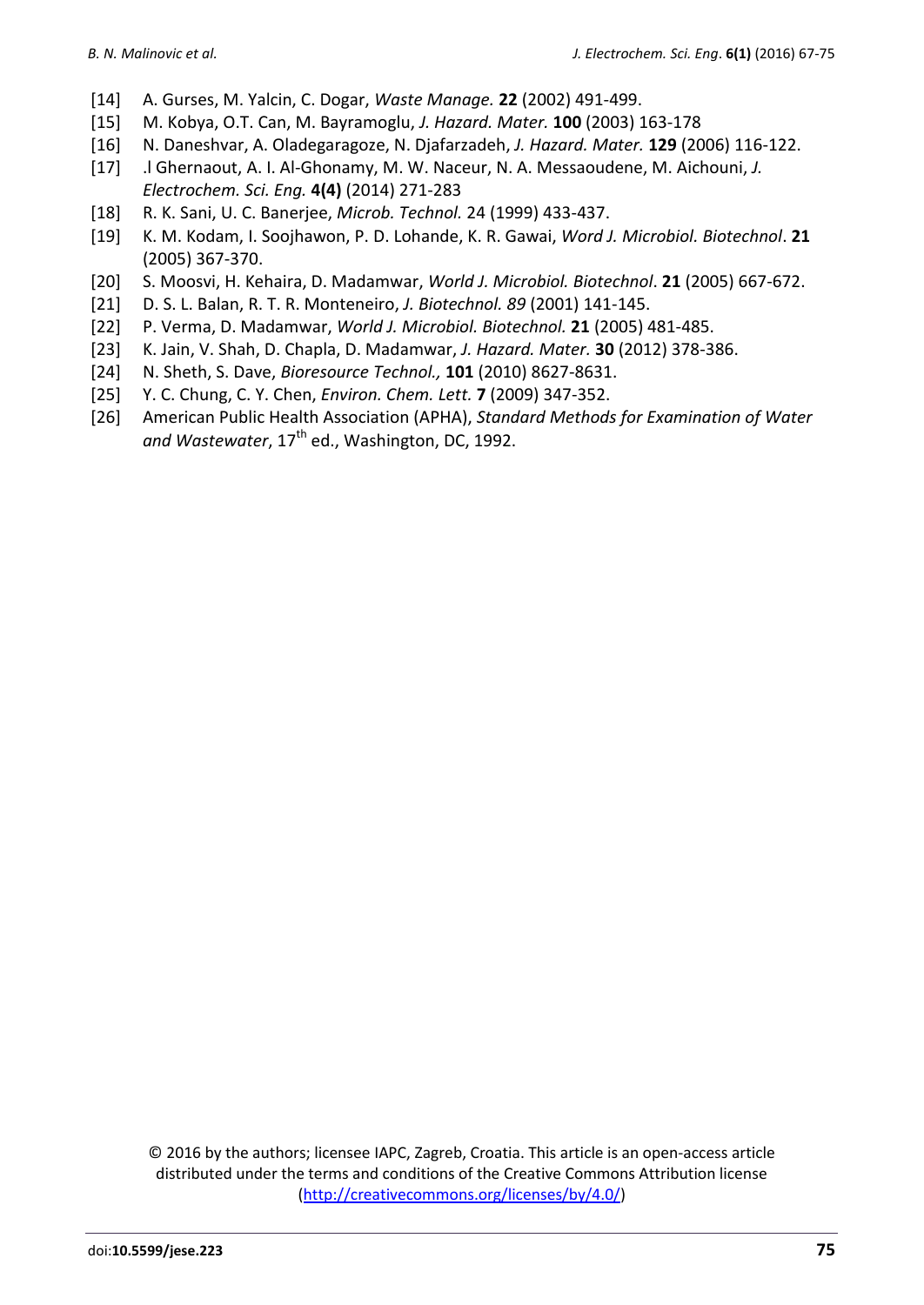[14] A. Gurses, M. Yalcin, C. Dogar, *Waste Manage.* **22** (2002) 491-499.

[15] M. Kobya, O.T. Can, M. Bayramoglu, *J. Hazard. Mater.* **100** (2003) 163-178

[16] N. Daneshvar, A. Oladegaragoze, N. Djafarzadeh, *J. Hazard. Mater.* **129** (2006) 116-122.

[17] .l Ghernaout, A. I. Al-Ghonamy, M. W. Naceur, N. A. Messaoudene, M. Aichouni, *J. Electrochem. Sci. Eng.* **4(4)** (2014) 271-283

[18] R. K. Sani, U. C. Banerjee, *Microb. Technol.* 24 (1999) 433-437.

[19] K. M. Kodam, I. Soojhawon, P. D. Lohande, K. R. Gawai, *Word J. Microbiol. Biotechnol*. **21** (2005) 367-370.

[20] S. Moosvi, H. Kehaira, D. Madamwar, *World J. Microbiol. Biotechnol*. **21** (2005) 667-672.

[21] D. S. L. Balan, R. T. R. Monteneiro, *J. Biotechnol. 89* (2001) 141-145.

[22] P. Verma, D. Madamwar, *World J. Microbiol. Biotechnol.* **21** (2005) 481-485.

[23] K. Jain, V. Shah, D. Chapla, D. Madamwar, *J. Hazard. Mater.* **30** (2012) 378-386.

[24] N. Sheth, S. Dave, *Bioresource Technol.,* **101** (2010) 8627-8631.

[25] Y. C. Chung, C. Y. Chen, *Environ. Chem. Lett.* **7** (2009) 347-352.

[26] American Public Health Association (APHA), *Standard Methods for Examination of Water and Wastewater*, 17th ed., Washington, DC, 1992.

© 2016 by the authors; licensee IAPC, Zagreb, Croatia. This article is an open-access article distributed under the terms and conditions of the Creative Commons Attribution license (http://creativecommons.org/licenses/by/4.0/)